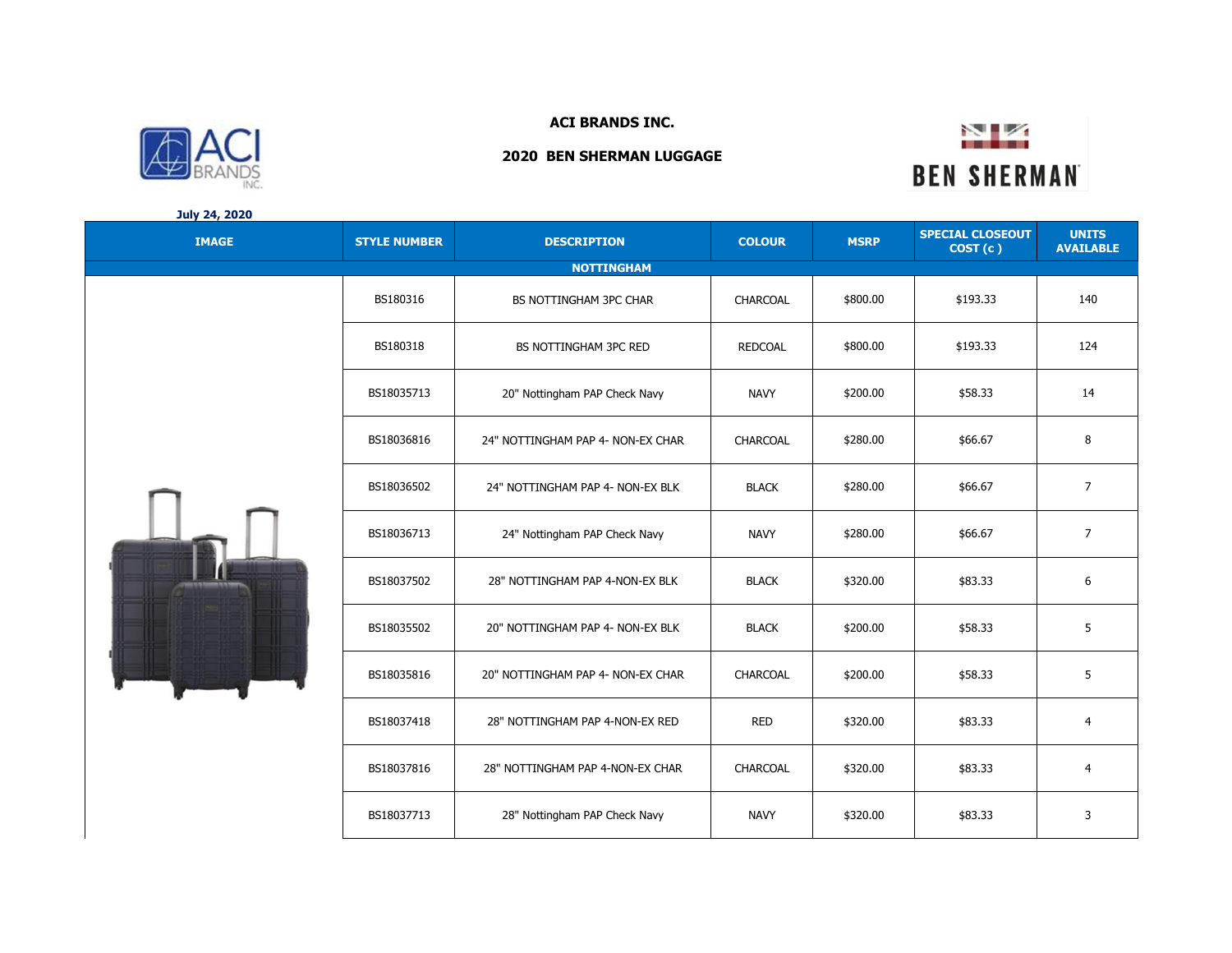# ACI BRANDS INC.

## 2020 BEN SHERMAN LUGGAGE

**July 24, 2020**

| IMAGE | STYLE NUMBER | DESCRIPTION | COLOUR | MSRP | SPECIAL CLOSEOUT COST (c ) | UNITS AVAILABLE |
|---|---|---|---|---|---|---|
| **NOTTINGHAM** | | | | | | |
| | BS180316 | BS NOTTINGHAM 3PC CHAR | CHARCOAL | $800.00 | $193.33 | 140 |
| | BS180318 | BS NOTTINGHAM 3PC RED | REDCOAL | $800.00 | $193.33 | 124 |
| | BS18035713 | 20" Nottingham PAP Check Navy | NAVY | $200.00 | $58.33 | 14 |
| | BS18036816 | 24" NOTTINGHAM PAP 4- NON-EX CHAR | CHARCOAL | $280.00 | $66.67 | 8 |
| | BS18036502 | 24" NOTTINGHAM PAP 4- NON-EX BLK | BLACK | $280.00 | $66.67 | 7 |
| | BS18036713 | 24" Nottingham PAP Check Navy | NAVY | $280.00 | $66.67 | 7 |
| | BS18037502 | 28" NOTTINGHAM PAP 4-NON-EX BLK | BLACK | $320.00 | $83.33 | 6 |
| | BS18035502 | 20" NOTTINGHAM PAP 4- NON-EX BLK | BLACK | $200.00 | $58.33 | 5 |
| | BS18035816 | 20" NOTTINGHAM PAP 4- NON-EX CHAR | CHARCOAL | $200.00 | $58.33 | 5 |
| | BS18037418 | 28" NOTTINGHAM PAP 4-NON-EX RED | RED | $320.00 | $83.33 | 4 |
| | BS18037816 | 28" NOTTINGHAM PAP 4-NON-EX CHAR | CHARCOAL | $320.00 | $83.33 | 4 |
| | BS18037713 | 28" Nottingham PAP Check Navy | NAVY | $320.00 | $83.33 | 3 |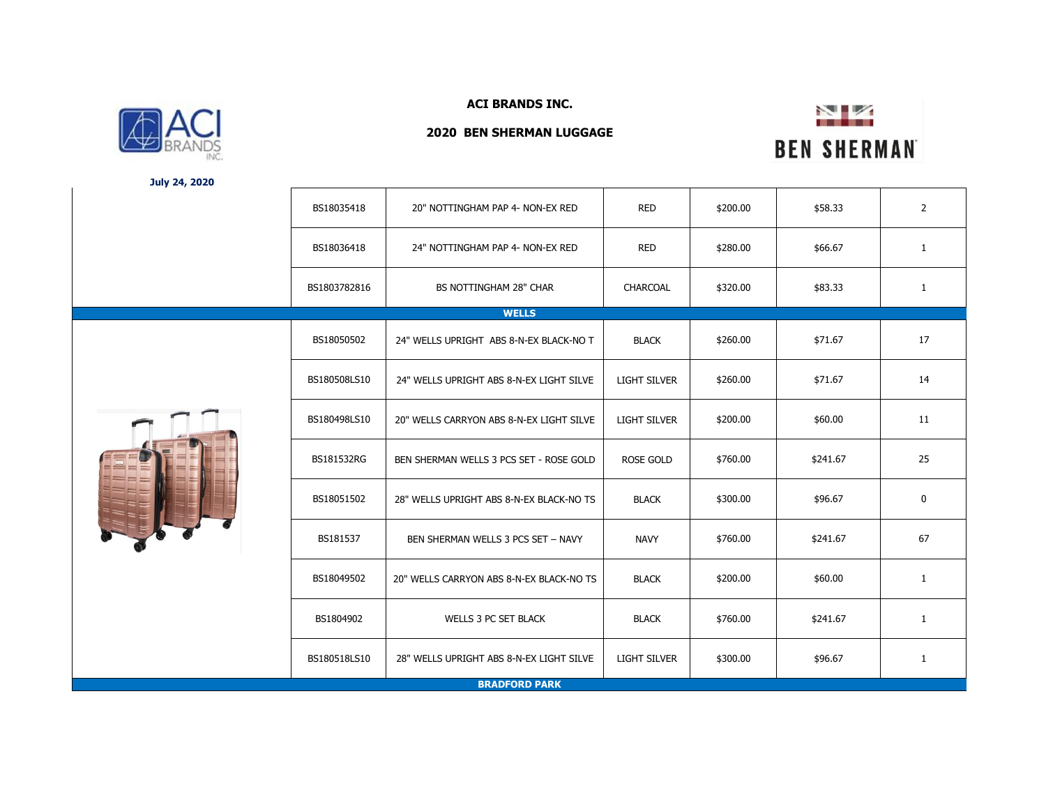**ACI BRANDS INC.**

**2020 BEN SHERMAN LUGGAGE**

**July 24, 2020**

| | | | | | | |
|---|---|---|---|---|---|---|
| | BS18035418 | 20" NOTTINGHAM PAP 4- NON-EX RED | RED | $200.00 | $58.33 | 2 |
| | BS18036418 | 24" NOTTINGHAM PAP 4- NON-EX RED | RED | $280.00 | $66.67 | 1 |
| | BS1803782816 | BS NOTTINGHAM 28" CHAR | CHARCOAL | $320.00 | $83.33 | 1 |
| **WELLS** | | | | | | |
| | BS18050502 | 24" WELLS UPRIGHT ABS 8-N-EX BLACK-NO T | BLACK | $260.00 | $71.67 | 17 |
| | BS180508LS10 | 24" WELLS UPRIGHT ABS 8-N-EX LIGHT SILVE | LIGHT SILVER | $260.00 | $71.67 | 14 |
| | BS180498LS10 | 20" WELLS CARRYON ABS 8-N-EX LIGHT SILVE | LIGHT SILVER | $200.00 | $60.00 | 11 |
| | BS181532RG | BEN SHERMAN WELLS 3 PCS SET - ROSE GOLD | ROSE GOLD | $760.00 | $241.67 | 25 |
| | BS18051502 | 28" WELLS UPRIGHT ABS 8-N-EX BLACK-NO TS | BLACK | $300.00 | $96.67 | 0 |
| | BS181537 | BEN SHERMAN WELLS 3 PCS SET – NAVY | NAVY | $760.00 | $241.67 | 67 |
| | BS18049502 | 20" WELLS CARRYON ABS 8-N-EX BLACK-NO TS | BLACK | $200.00 | $60.00 | 1 |
| | BS1804902 | WELLS 3 PC SET BLACK | BLACK | $760.00 | $241.67 | 1 |
| | BS180518LS10 | 28" WELLS UPRIGHT ABS 8-N-EX LIGHT SILVE | LIGHT SILVER | $300.00 | $96.67 | 1 |
| **BRADFORD PARK** | | | | | | |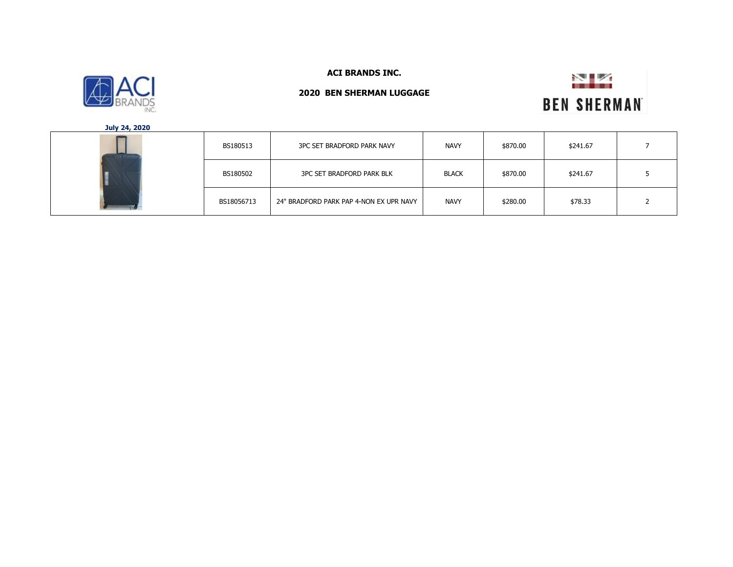**ACI BRANDS INC.**

**2020 BEN SHERMAN LUGGAGE**

**July 24, 2020**

| | | | | | | |
|---|---|---|---|---|---|---|
| | BS180513 | 3PC SET BRADFORD PARK NAVY | NAVY | $870.00 | $241.67 | 7 |
| | BS180502 | 3PC SET BRADFORD PARK BLK | BLACK | $870.00 | $241.67 | 5 |
| | BS18056713 | 24" BRADFORD PARK PAP 4-NON EX UPR NAVY | NAVY | $280.00 | $78.33 | 2 |